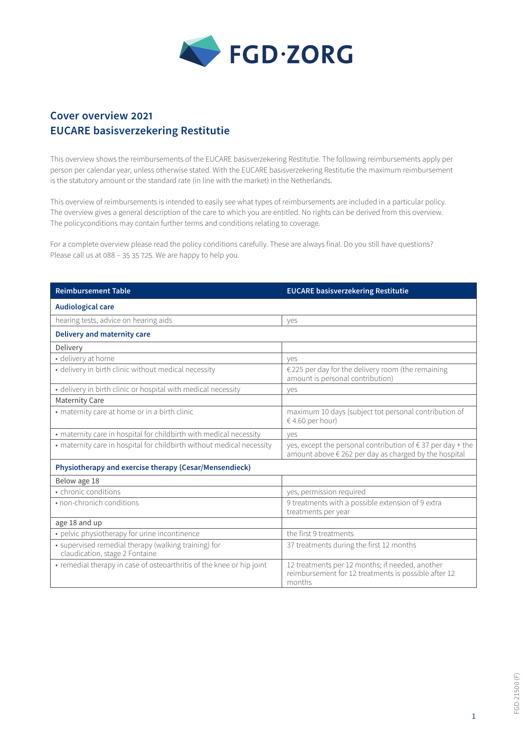FGD·ZORG

## Cover overview 2021
## EUCARE basisverzekering Restitutie

This overview shows the reimbursements of the EUCARE basisverzekering Restitutie. The following reimbursements apply per person per calendar year, unless otherwise stated. With the EUCARE basisverzekering Restitutie the maximum reimbursement is the statutory amount or the standard rate (in line with the market) in the Netherlands.

This overview of reimbursements is intended to easily see what types of reimbursements are included in a particular policy. The overview gives a general description of the care to which you are entitled. No rights can be derived from this overview. The policyconditions may contain further terms and conditions relating to coverage.

For a complete overview please read the policy conditions carefully. These are always final. Do you still have questions? Please call us at 088 – 35 35 725. We are happy to help you.

| Reimbursement Table | EUCARE basisverzekering Restitutie |
|---|---|
| **Audiological care** | |
| hearing tests, advice on hearing aids | yes |
| **Delivery and maternity care** | |
| Delivery | |
| • delivery at home | yes |
| • delivery in birth clinic without medical necessity | € 225 per day for the delivery room (the remaining amount is personal contribution) |
| • delivery in birth clinic or hospital with medical necessity | yes |
| Maternity Care | |
| • maternity care at home or in a birth clinic | maximum 10 days (subject tot personal contribution of € 4.60 per hour) |
| • maternity care in hospital for childbirth with medical necessity | yes |
| • maternity care in hospital for childbirth without medical necessity | yes, except the personal contribution of € 37 per day + the amount above € 262 per day as charged by the hospital |
| **Physiotherapy and exercise therapy (Cesar/Mensendieck)** | |
| Below age 18 | |
| • chronic conditions | yes, permission required |
| • non-chronich conditions | 9 treatments with a possible extension of 9 extra treatments per year |
| age 18 and up | |
| • pelvic physiotherapy for urine incontinence | the first 9 treatments |
| • supervised remedial therapy (walking training) for claudication, stage 2 Fontaine | 37 treatments during the first 12 months |
| • remedial therapy in case of osteoarthritis of the knee or hip joint | 12 treatments per 12 months; if needed, another reimbursement for 12 treatments is possible after 12 months |

FGD-21500 (F)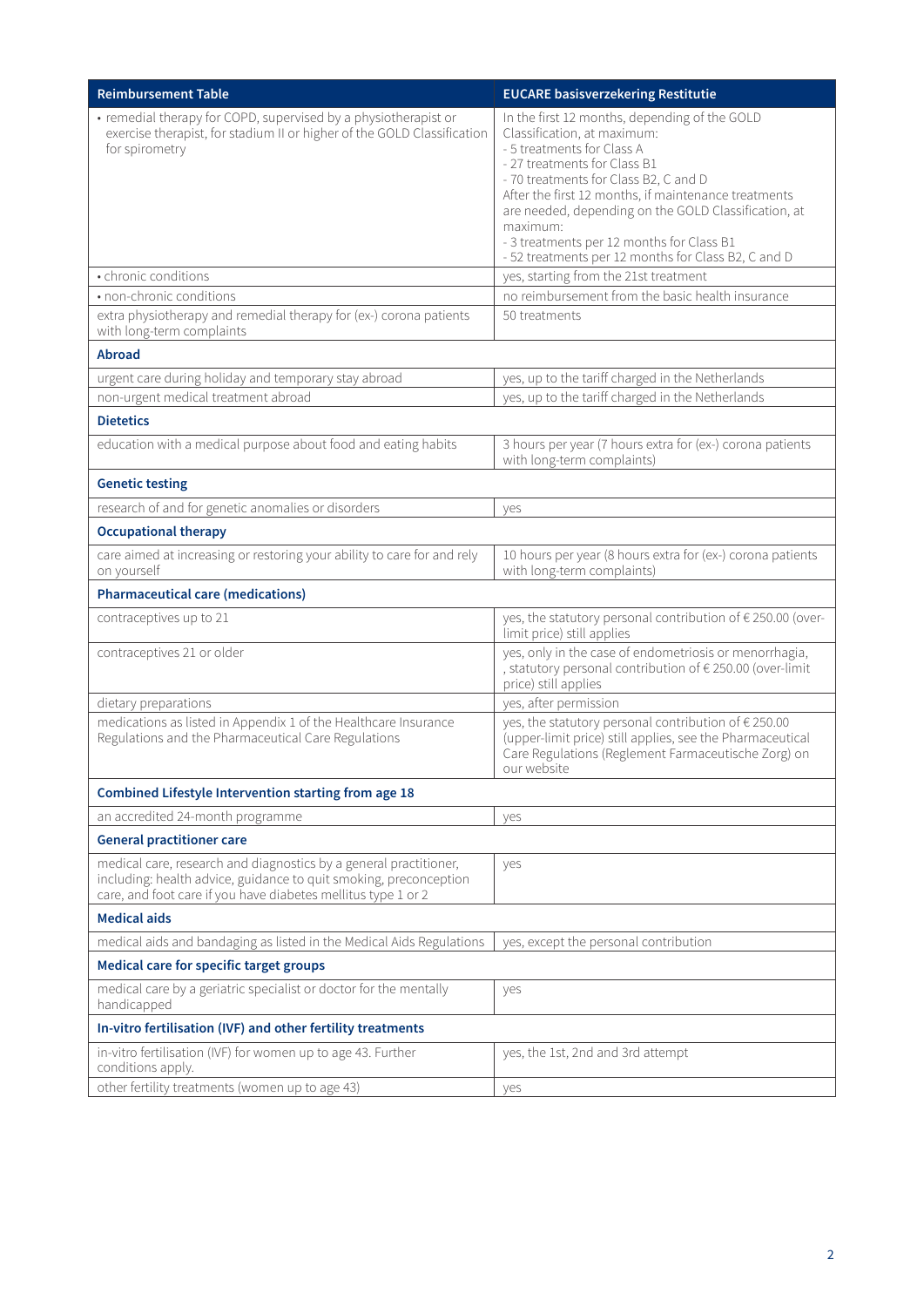| Reimbursement Table | EUCARE basisverzekering Restitutie |
| --- | --- |
| • remedial therapy for COPD, supervised by a physiotherapist or exercise therapist, for stadium II or higher of the GOLD Classification for spirometry | In the first 12 months, depending of the GOLD Classification, at maximum:<br>- 5 treatments for Class A<br>- 27 treatments for Class B1<br>- 70 treatments for Class B2, C and D<br>After the first 12 months, if maintenance treatments are needed, depending on the GOLD Classification, at maximum:<br>- 3 treatments per 12 months for Class B1<br>- 52 treatments per 12 months for Class B2, C and D |
| • chronic conditions | yes, starting from the 21st treatment |
| • non-chronic conditions | no reimbursement from the basic health insurance |
| extra physiotherapy and remedial therapy for (ex-) corona patients with long-term complaints | 50 treatments |
| **Abroad** | |
| urgent care during holiday and temporary stay abroad | yes, up to the tariff charged in the Netherlands |
| non-urgent medical treatment abroad | yes, up to the tariff charged in the Netherlands |
| **Dietetics** | |
| education with a medical purpose about food and eating habits | 3 hours per year (7 hours extra for (ex-) corona patients with long-term complaints) |
| **Genetic testing** | |
| research of and for genetic anomalies or disorders | yes |
| **Occupational therapy** | |
| care aimed at increasing or restoring your ability to care for and rely on yourself | 10 hours per year (8 hours extra for (ex-) corona patients with long-term complaints) |
| **Pharmaceutical care (medications)** | |
| contraceptives up to 21 | yes, the statutory personal contribution of € 250.00 (over-limit price) still applies |
| contraceptives 21 or older | yes, only in the case of endometriosis or menorrhagia, , statutory personal contribution of € 250.00 (over-limit price) still applies |
| dietary preparations | yes, after permission |
| medications as listed in Appendix 1 of the Healthcare Insurance Regulations and the Pharmaceutical Care Regulations | yes, the statutory personal contribution of € 250.00 (upper-limit price) still applies, see the Pharmaceutical Care Regulations (Reglement Farmaceutische Zorg) on our website |
| **Combined Lifestyle Intervention starting from age 18** | |
| an accredited 24-month programme | yes |
| **General practitioner care** | |
| medical care, research and diagnostics by a general practitioner, including: health advice, guidance to quit smoking, preconception care, and foot care if you have diabetes mellitus type 1 or 2 | yes |
| **Medical aids** | |
| medical aids and bandaging as listed in the Medical Aids Regulations | yes, except the personal contribution |
| **Medical care for specific target groups** | |
| medical care by a geriatric specialist or doctor for the mentally handicapped | yes |
| **In-vitro fertilisation (IVF) and other fertility treatments** | |
| in-vitro fertilisation (IVF) for women up to age 43. Further conditions apply. | yes, the 1st, 2nd and 3rd attempt |
| other fertility treatments (women up to age 43) | yes |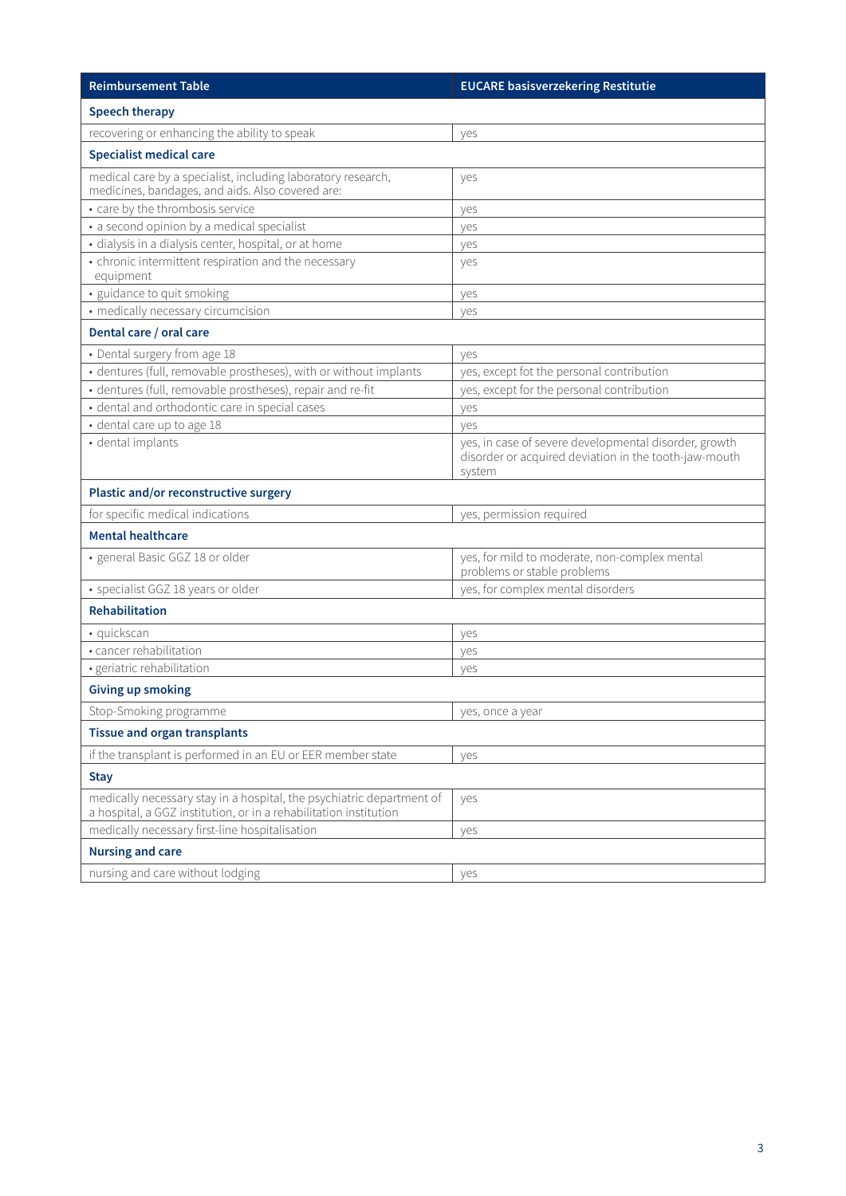| Reimbursement Table | EUCARE basisverzekering Restitutie |
|---|---|
| **Speech therapy** | |
| recovering or enhancing the ability to speak | yes |
| **Specialist medical care** | |
| medical care by a specialist, including laboratory research, medicines, bandages, and aids. Also covered are: | yes |
| • care by the thrombosis service | yes |
| • a second opinion by a medical specialist | yes |
| • dialysis in a dialysis center, hospital, or at home | yes |
| • chronic intermittent respiration and the necessary equipment | yes |
| • guidance to quit smoking | yes |
| • medically necessary circumcision | yes |
| **Dental care / oral care** | |
| • Dental surgery from age 18 | yes |
| • dentures (full, removable prostheses), with or without implants | yes, except fot the personal contribution |
| • dentures (full, removable prostheses), repair and re-fit | yes, except for the personal contribution |
| • dental and orthodontic care in special cases | yes |
| • dental care up to age 18 | yes |
| • dental implants | yes, in case of severe developmental disorder, growth disorder or acquired deviation in the tooth-jaw-mouth system |
| **Plastic and/or reconstructive surgery** | |
| for specific medical indications | yes, permission required |
| **Mental healthcare** | |
| • general Basic GGZ 18 or older | yes, for mild to moderate, non-complex mental problems or stable problems |
| • specialist GGZ 18 years or older | yes, for complex mental disorders |
| **Rehabilitation** | |
| • quickscan | yes |
| • cancer rehabilitation | yes |
| • geriatric rehabilitation | yes |
| **Giving up smoking** | |
| Stop-Smoking programme | yes, once a year |
| **Tissue and organ transplants** | |
| if the transplant is performed in an EU or EER member state | yes |
| **Stay** | |
| medically necessary stay in a hospital, the psychiatric department of a hospital, a GGZ institution, or in a rehabilitation institution | yes |
| medically necessary first-line hospitalisation | yes |
| **Nursing and care** | |
| nursing and care without lodging | yes |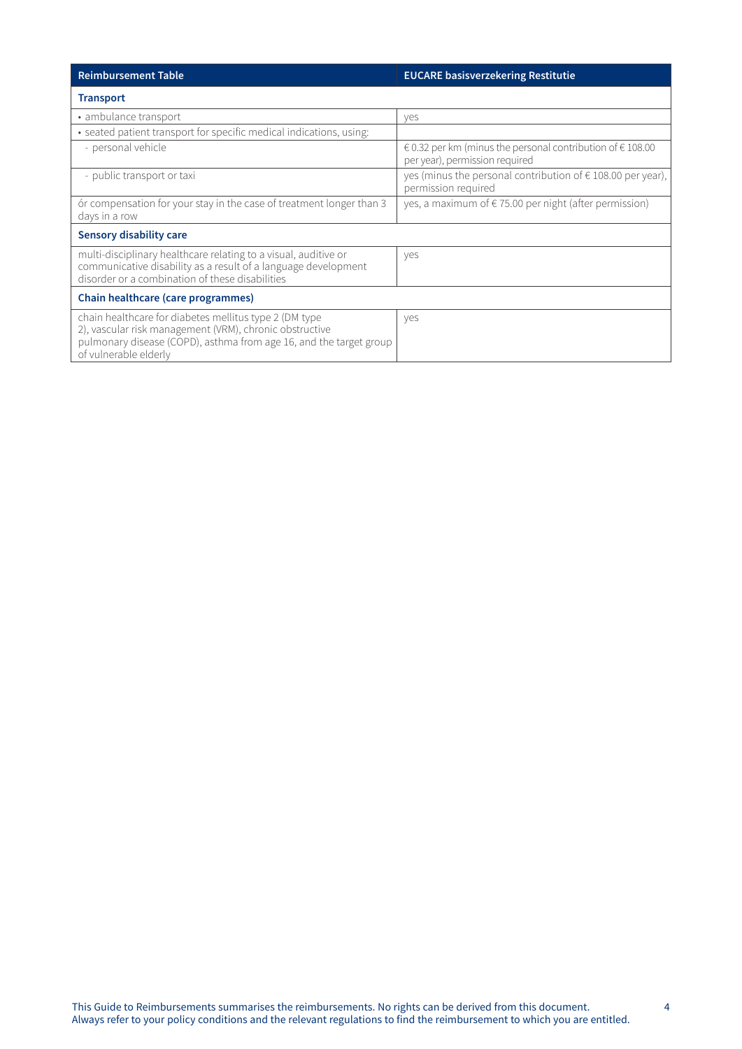| Reimbursement Table | EUCARE basisverzekering Restitutie |
|---|---|
| **Transport** | |
| • ambulance transport | yes |
| • seated patient transport for specific medical indications, using: | |
| - personal vehicle | € 0.32 per km (minus the personal contribution of € 108.00 per year), permission required |
| - public transport or taxi | yes (minus the personal contribution of € 108.00 per year), permission required |
| óf compensation for your stay in the case of treatment longer than 3 days in a row | yes, a maximum of € 75.00 per night (after permission) |
| **Sensory disability care** | |
| multi-disciplinary healthcare relating to a visual, auditive or communicative disability as a result of a language development disorder or a combination of these disabilities | yes |
| **Chain healthcare (care programmes)** | |
| chain healthcare for diabetes mellitus type 2 (DM type 2), vascular risk management (VRM), chronic obstructive pulmonary disease (COPD), asthma from age 16, and the target group of vulnerable elderly | yes |

This Guide to Reimbursements summarises the reimbursements. No rights can be derived from this document. Always refer to your policy conditions and the relevant regulations to find the reimbursement to which you are entitled.